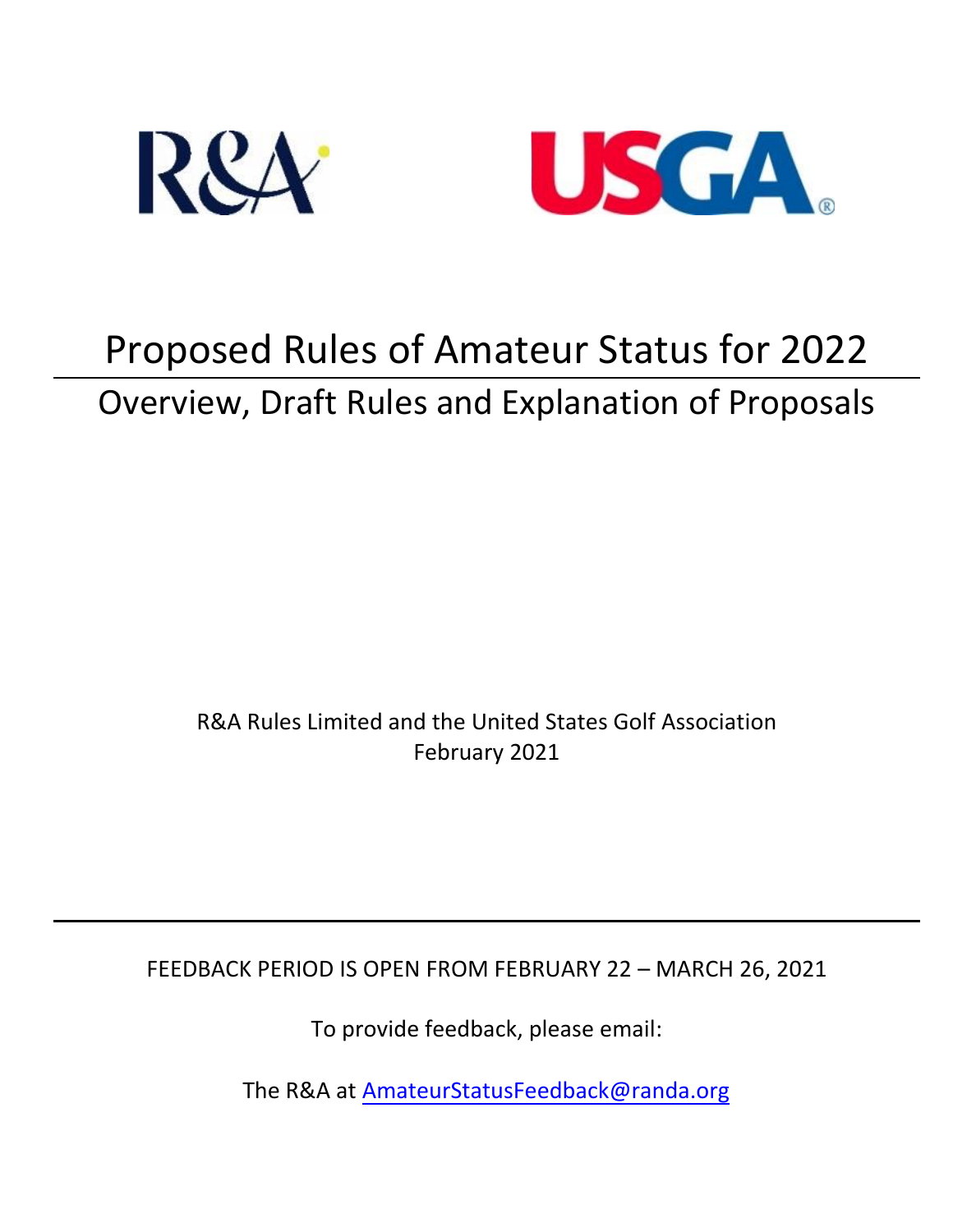R&A

USGA

# Proposed Rules of Amateur Status for 2022

## Overview, Draft Rules and Explanation of Proposals

R&A Rules Limited and the United States Golf Association
February 2021

FEEDBACK PERIOD IS OPEN FROM FEBRUARY 22 – MARCH 26, 2021

To provide feedback, please email:

The R&A at [AmateurStatusFeedback@randa.org](mailto:AmateurStatusFeedback@randa.org)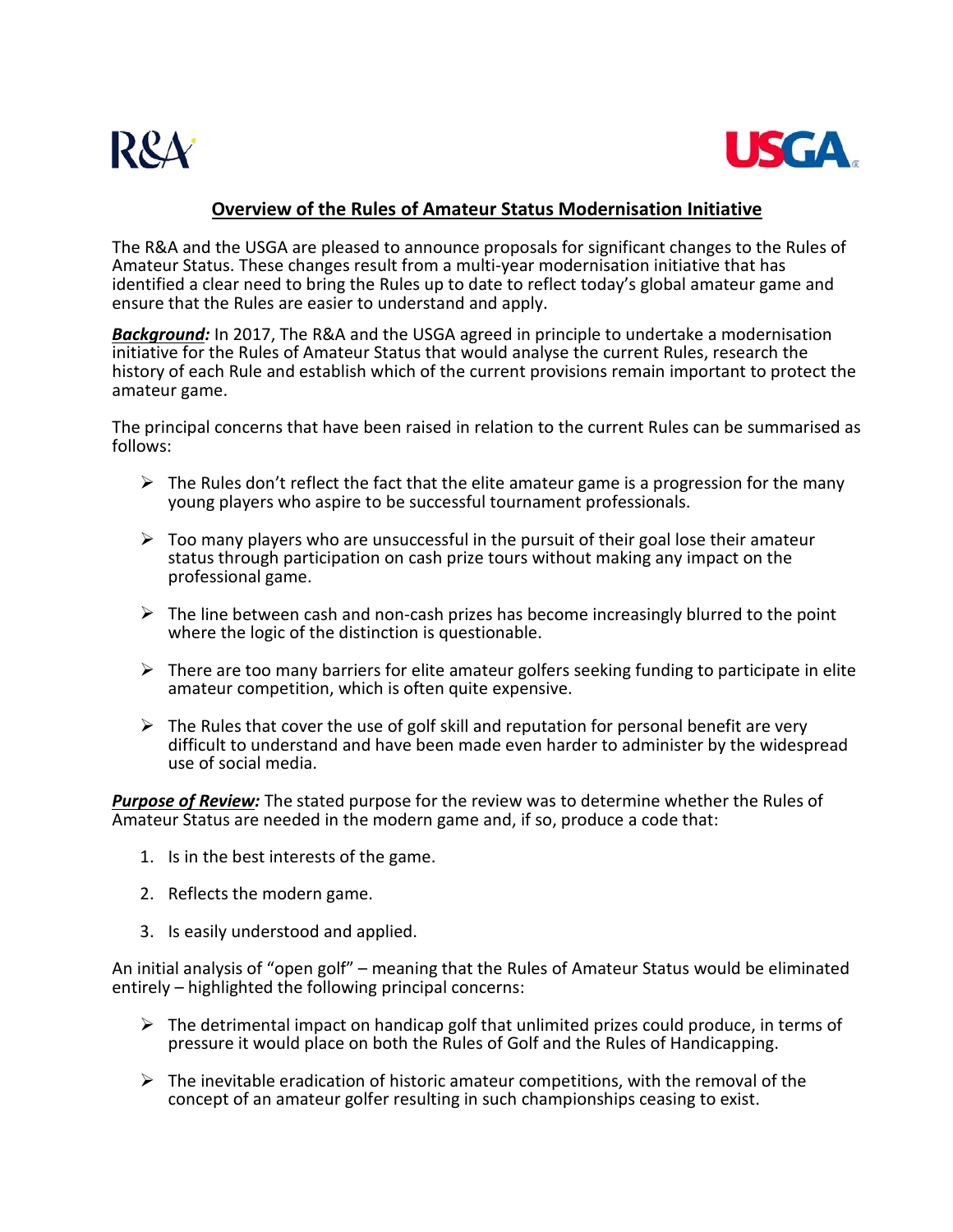## Overview of the Rules of Amateur Status Modernisation Initiative

The R&A and the USGA are pleased to announce proposals for significant changes to the Rules of Amateur Status. These changes result from a multi-year modernisation initiative that has identified a clear need to bring the Rules up to date to reflect today's global amateur game and ensure that the Rules are easier to understand and apply.

***Background:*** In 2017, The R&A and the USGA agreed in principle to undertake a modernisation initiative for the Rules of Amateur Status that would analyse the current Rules, research the history of each Rule and establish which of the current provisions remain important to protect the amateur game.

The principal concerns that have been raised in relation to the current Rules can be summarised as follows:

- The Rules don't reflect the fact that the elite amateur game is a progression for the many young players who aspire to be successful tournament professionals.
- Too many players who are unsuccessful in the pursuit of their goal lose their amateur status through participation on cash prize tours without making any impact on the professional game.
- The line between cash and non-cash prizes has become increasingly blurred to the point where the logic of the distinction is questionable.
- There are too many barriers for elite amateur golfers seeking funding to participate in elite amateur competition, which is often quite expensive.
- The Rules that cover the use of golf skill and reputation for personal benefit are very difficult to understand and have been made even harder to administer by the widespread use of social media.

***Purpose of Review:*** The stated purpose for the review was to determine whether the Rules of Amateur Status are needed in the modern game and, if so, produce a code that:

1. Is in the best interests of the game.
2. Reflects the modern game.
3. Is easily understood and applied.

An initial analysis of "open golf" – meaning that the Rules of Amateur Status would be eliminated entirely – highlighted the following principal concerns:

- The detrimental impact on handicap golf that unlimited prizes could produce, in terms of pressure it would place on both the Rules of Golf and the Rules of Handicapping.
- The inevitable eradication of historic amateur competitions, with the removal of the concept of an amateur golfer resulting in such championships ceasing to exist.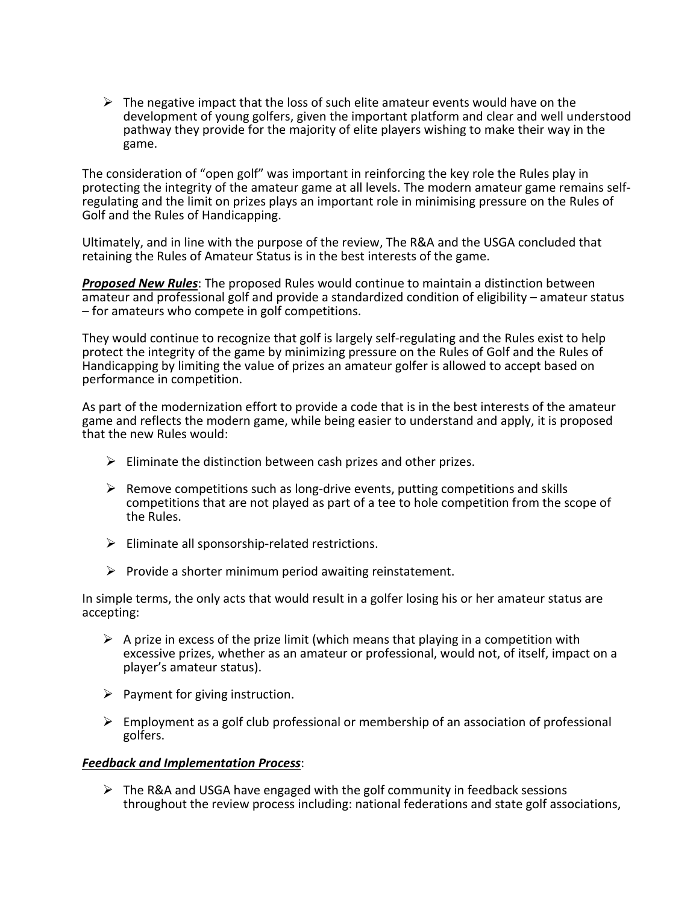- The negative impact that the loss of such elite amateur events would have on the development of young golfers, given the important platform and clear and well understood pathway they provide for the majority of elite players wishing to make their way in the game.

The consideration of "open golf" was important in reinforcing the key role the Rules play in protecting the integrity of the amateur game at all levels. The modern amateur game remains self-regulating and the limit on prizes plays an important role in minimising pressure on the Rules of Golf and the Rules of Handicapping.

Ultimately, and in line with the purpose of the review, The R&A and the USGA concluded that retaining the Rules of Amateur Status is in the best interests of the game.

***Proposed New Rules***: The proposed Rules would continue to maintain a distinction between amateur and professional golf and provide a standardized condition of eligibility – amateur status – for amateurs who compete in golf competitions.

They would continue to recognize that golf is largely self-regulating and the Rules exist to help protect the integrity of the game by minimizing pressure on the Rules of Golf and the Rules of Handicapping by limiting the value of prizes an amateur golfer is allowed to accept based on performance in competition.

As part of the modernization effort to provide a code that is in the best interests of the amateur game and reflects the modern game, while being easier to understand and apply, it is proposed that the new Rules would:

- Eliminate the distinction between cash prizes and other prizes.
- Remove competitions such as long-drive events, putting competitions and skills competitions that are not played as part of a tee to hole competition from the scope of the Rules.
- Eliminate all sponsorship-related restrictions.
- Provide a shorter minimum period awaiting reinstatement.

In simple terms, the only acts that would result in a golfer losing his or her amateur status are accepting:

- A prize in excess of the prize limit (which means that playing in a competition with excessive prizes, whether as an amateur or professional, would not, of itself, impact on a player's amateur status).
- Payment for giving instruction.
- Employment as a golf club professional or membership of an association of professional golfers.

***Feedback and Implementation Process***:

- The R&A and USGA have engaged with the golf community in feedback sessions throughout the review process including: national federations and state golf associations,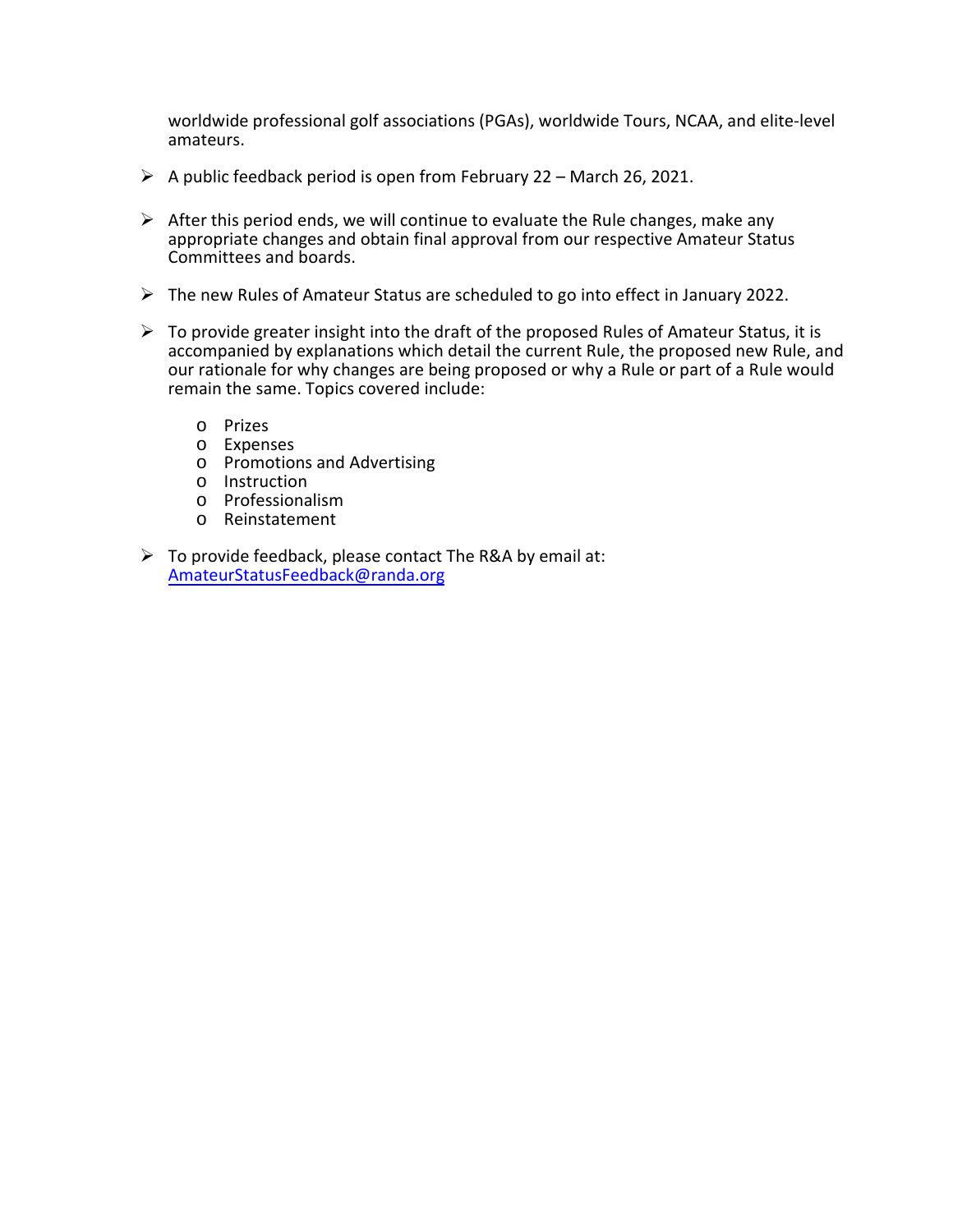worldwide professional golf associations (PGAs), worldwide Tours, NCAA, and elite-level amateurs.

- A public feedback period is open from February 22 – March 26, 2021.
- After this period ends, we will continue to evaluate the Rule changes, make any appropriate changes and obtain final approval from our respective Amateur Status Committees and boards.
- The new Rules of Amateur Status are scheduled to go into effect in January 2022.
- To provide greater insight into the draft of the proposed Rules of Amateur Status, it is accompanied by explanations which detail the current Rule, the proposed new Rule, and our rationale for why changes are being proposed or why a Rule or part of a Rule would remain the same. Topics covered include:
  - Prizes
  - Expenses
  - Promotions and Advertising
  - Instruction
  - Professionalism
  - Reinstatement
- To provide feedback, please contact The R&A by email at: [AmateurStatusFeedback@randa.org](mailto:AmateurStatusFeedback@randa.org)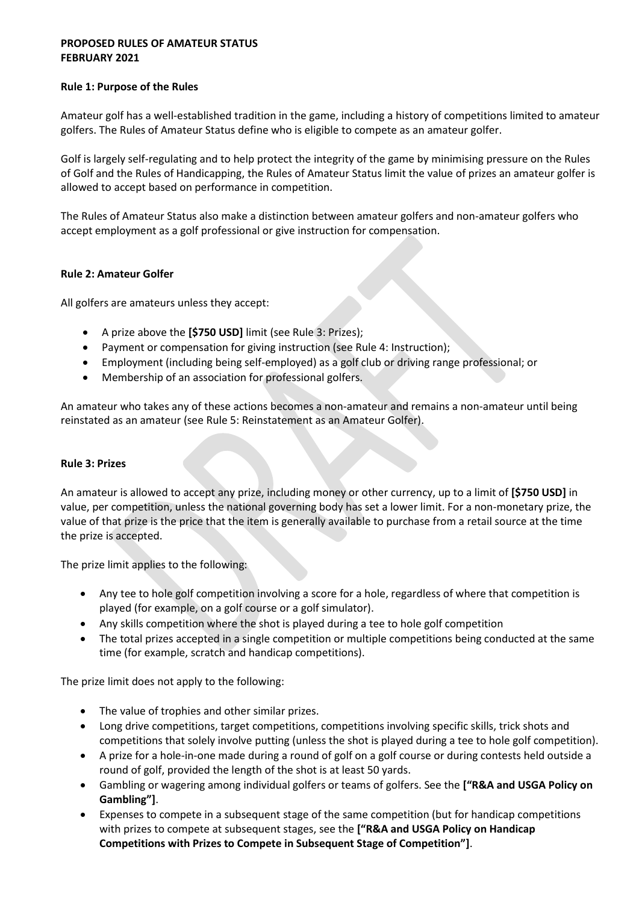**PROPOSED RULES OF AMATEUR STATUS**
**FEBRUARY 2021**

**Rule 1: Purpose of the Rules**

Amateur golf has a well-established tradition in the game, including a history of competitions limited to amateur golfers. The Rules of Amateur Status define who is eligible to compete as an amateur golfer.

Golf is largely self-regulating and to help protect the integrity of the game by minimising pressure on the Rules of Golf and the Rules of Handicapping, the Rules of Amateur Status limit the value of prizes an amateur golfer is allowed to accept based on performance in competition.

The Rules of Amateur Status also make a distinction between amateur golfers and non-amateur golfers who accept employment as a golf professional or give instruction for compensation.

**Rule 2: Amateur Golfer**

All golfers are amateurs unless they accept:

- A prize above the **[$750 USD]** limit (see Rule 3: Prizes);
- Payment or compensation for giving instruction (see Rule 4: Instruction);
- Employment (including being self-employed) as a golf club or driving range professional; or
- Membership of an association for professional golfers.

An amateur who takes any of these actions becomes a non-amateur and remains a non-amateur until being reinstated as an amateur (see Rule 5: Reinstatement as an Amateur Golfer).

**Rule 3: Prizes**

An amateur is allowed to accept any prize, including money or other currency, up to a limit of **[$750 USD]** in value, per competition, unless the national governing body has set a lower limit. For a non-monetary prize, the value of that prize is the price that the item is generally available to purchase from a retail source at the time the prize is accepted.

The prize limit applies to the following:

- Any tee to hole golf competition involving a score for a hole, regardless of where that competition is played (for example, on a golf course or a golf simulator).
- Any skills competition where the shot is played during a tee to hole golf competition
- The total prizes accepted in a single competition or multiple competitions being conducted at the same time (for example, scratch and handicap competitions).

The prize limit does not apply to the following:

- The value of trophies and other similar prizes.
- Long drive competitions, target competitions, competitions involving specific skills, trick shots and competitions that solely involve putting (unless the shot is played during a tee to hole golf competition).
- A prize for a hole-in-one made during a round of golf on a golf course or during contests held outside a round of golf, provided the length of the shot is at least 50 yards.
- Gambling or wagering among individual golfers or teams of golfers. See the **["R&A and USGA Policy on Gambling"]**.
- Expenses to compete in a subsequent stage of the same competition (but for handicap competitions with prizes to compete at subsequent stages, see the **["R&A and USGA Policy on Handicap Competitions with Prizes to Compete in Subsequent Stage of Competition"]**.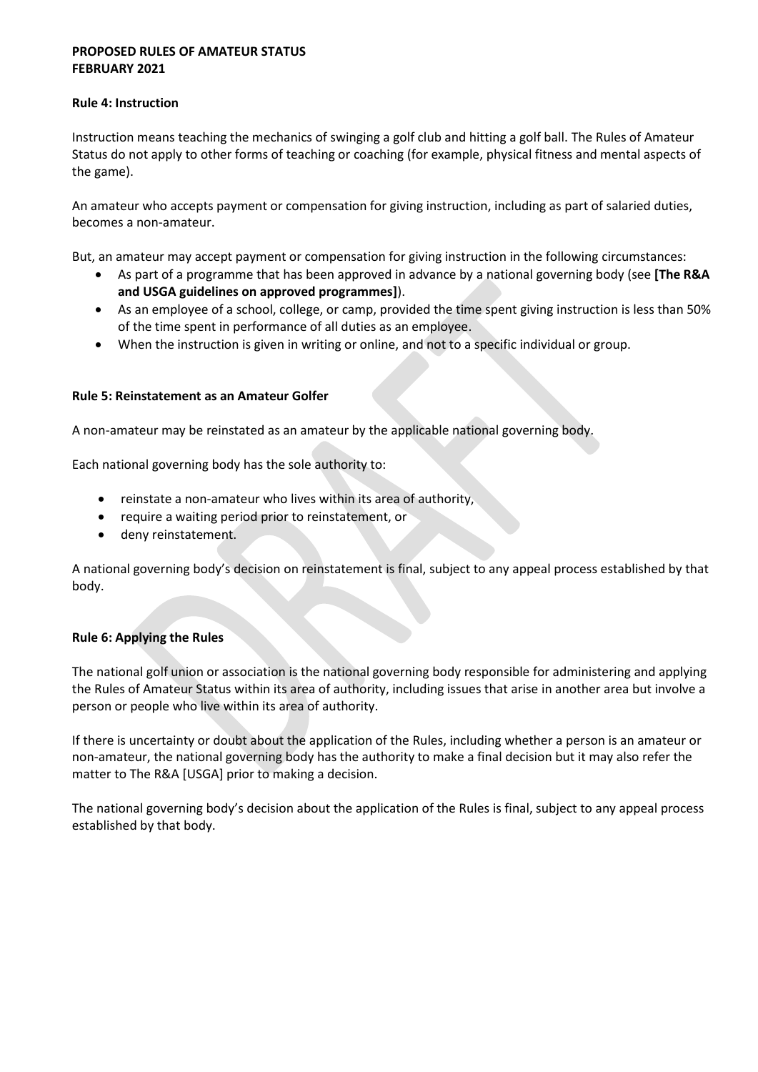**PROPOSED RULES OF AMATEUR STATUS**
**FEBRUARY 2021**

## Rule 4: Instruction

Instruction means teaching the mechanics of swinging a golf club and hitting a golf ball. The Rules of Amateur Status do not apply to other forms of teaching or coaching (for example, physical fitness and mental aspects of the game).

An amateur who accepts payment or compensation for giving instruction, including as part of salaried duties, becomes a non-amateur.

But, an amateur may accept payment or compensation for giving instruction in the following circumstances:

- As part of a programme that has been approved in advance by a national governing body (see **[The R&A and USGA guidelines on approved programmes]**).
- As an employee of a school, college, or camp, provided the time spent giving instruction is less than 50% of the time spent in performance of all duties as an employee.
- When the instruction is given in writing or online, and not to a specific individual or group.

## Rule 5: Reinstatement as an Amateur Golfer

A non-amateur may be reinstated as an amateur by the applicable national governing body.

Each national governing body has the sole authority to:

- reinstate a non-amateur who lives within its area of authority,
- require a waiting period prior to reinstatement, or
- deny reinstatement.

A national governing body's decision on reinstatement is final, subject to any appeal process established by that body.

## Rule 6: Applying the Rules

The national golf union or association is the national governing body responsible for administering and applying the Rules of Amateur Status within its area of authority, including issues that arise in another area but involve a person or people who live within its area of authority.

If there is uncertainty or doubt about the application of the Rules, including whether a person is an amateur or non-amateur, the national governing body has the authority to make a final decision but it may also refer the matter to The R&A [USGA] prior to making a decision.

The national governing body's decision about the application of the Rules is final, subject to any appeal process established by that body.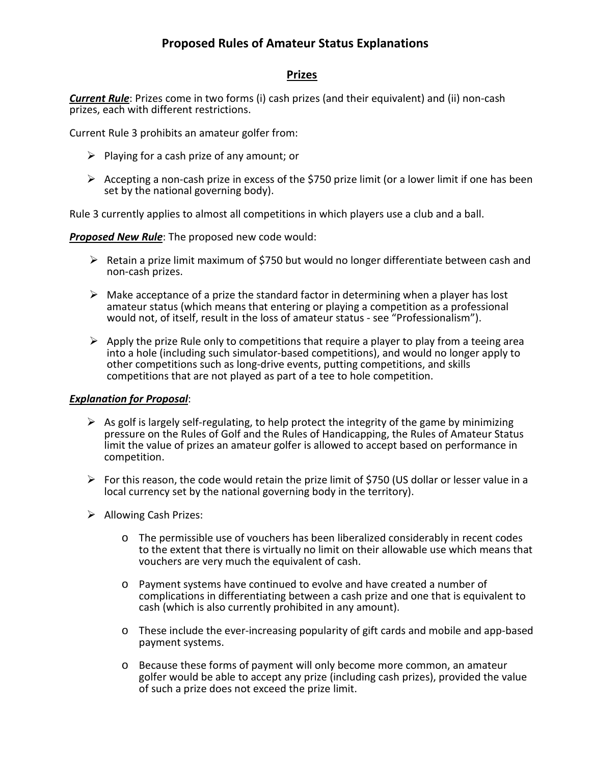# Proposed Rules of Amateur Status Explanations

## Prizes

***Current Rule***: Prizes come in two forms (i) cash prizes (and their equivalent) and (ii) non-cash prizes, each with different restrictions.

Current Rule 3 prohibits an amateur golfer from:

- Playing for a cash prize of any amount; or
- Accepting a non-cash prize in excess of the $750 prize limit (or a lower limit if one has been set by the national governing body).

Rule 3 currently applies to almost all competitions in which players use a club and a ball.

***Proposed New Rule***: The proposed new code would:

- Retain a prize limit maximum of $750 but would no longer differentiate between cash and non-cash prizes.
- Make acceptance of a prize the standard factor in determining when a player has lost amateur status (which means that entering or playing a competition as a professional would not, of itself, result in the loss of amateur status - see "Professionalism").
- Apply the prize Rule only to competitions that require a player to play from a teeing area into a hole (including such simulator-based competitions), and would no longer apply to other competitions such as long-drive events, putting competitions, and skills competitions that are not played as part of a tee to hole competition.

***Explanation for Proposal***:

- As golf is largely self-regulating, to help protect the integrity of the game by minimizing pressure on the Rules of Golf and the Rules of Handicapping, the Rules of Amateur Status limit the value of prizes an amateur golfer is allowed to accept based on performance in competition.
- For this reason, the code would retain the prize limit of $750 (US dollar or lesser value in a local currency set by the national governing body in the territory).
- Allowing Cash Prizes:
  - The permissible use of vouchers has been liberalized considerably in recent codes to the extent that there is virtually no limit on their allowable use which means that vouchers are very much the equivalent of cash.
  - Payment systems have continued to evolve and have created a number of complications in differentiating between a cash prize and one that is equivalent to cash (which is also currently prohibited in any amount).
  - These include the ever-increasing popularity of gift cards and mobile and app-based payment systems.
  - Because these forms of payment will only become more common, an amateur golfer would be able to accept any prize (including cash prizes), provided the value of such a prize does not exceed the prize limit.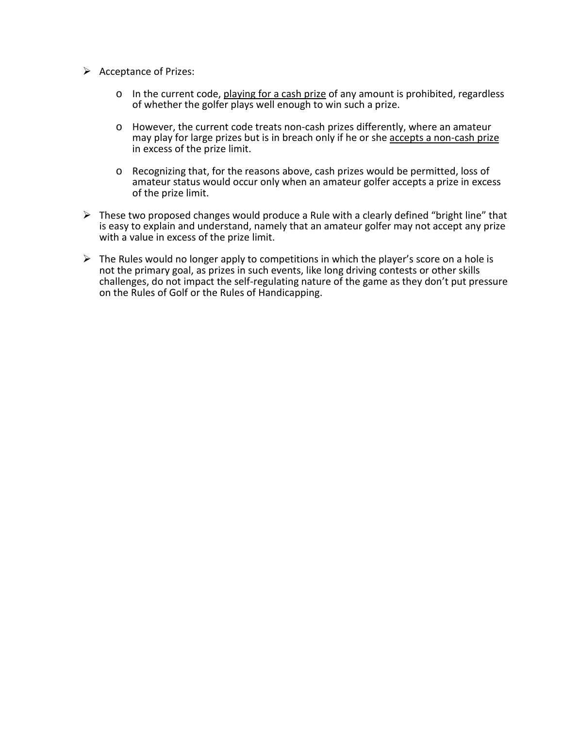- Acceptance of Prizes:

  - In the current code, <u>playing for a cash prize</u> of any amount is prohibited, regardless of whether the golfer plays well enough to win such a prize.

  - However, the current code treats non-cash prizes differently, where an amateur may play for large prizes but is in breach only if he or she <u>accepts a non-cash prize</u> in excess of the prize limit.

  - Recognizing that, for the reasons above, cash prizes would be permitted, loss of amateur status would occur only when an amateur golfer accepts a prize in excess of the prize limit.

- These two proposed changes would produce a Rule with a clearly defined "bright line" that is easy to explain and understand, namely that an amateur golfer may not accept any prize with a value in excess of the prize limit.

- The Rules would no longer apply to competitions in which the player's score on a hole is not the primary goal, as prizes in such events, like long driving contests or other skills challenges, do not impact the self-regulating nature of the game as they don't put pressure on the Rules of Golf or the Rules of Handicapping.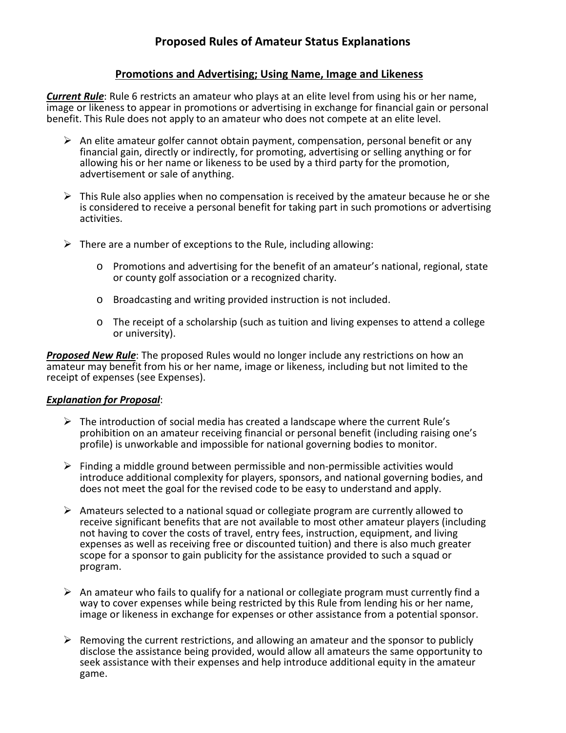# Proposed Rules of Amateur Status Explanations

## Promotions and Advertising; Using Name, Image and Likeness

***Current Rule***: Rule 6 restricts an amateur who plays at an elite level from using his or her name, image or likeness to appear in promotions or advertising in exchange for financial gain or personal benefit. This Rule does not apply to an amateur who does not compete at an elite level.

- An elite amateur golfer cannot obtain payment, compensation, personal benefit or any financial gain, directly or indirectly, for promoting, advertising or selling anything or for allowing his or her name or likeness to be used by a third party for the promotion, advertisement or sale of anything.
- This Rule also applies when no compensation is received by the amateur because he or she is considered to receive a personal benefit for taking part in such promotions or advertising activities.
- There are a number of exceptions to the Rule, including allowing:
  - Promotions and advertising for the benefit of an amateur's national, regional, state or county golf association or a recognized charity.
  - Broadcasting and writing provided instruction is not included.
  - The receipt of a scholarship (such as tuition and living expenses to attend a college or university).

***Proposed New Rule***: The proposed Rules would no longer include any restrictions on how an amateur may benefit from his or her name, image or likeness, including but not limited to the receipt of expenses (see Expenses).

***Explanation for Proposal***:

- The introduction of social media has created a landscape where the current Rule's prohibition on an amateur receiving financial or personal benefit (including raising one's profile) is unworkable and impossible for national governing bodies to monitor.
- Finding a middle ground between permissible and non-permissible activities would introduce additional complexity for players, sponsors, and national governing bodies, and does not meet the goal for the revised code to be easy to understand and apply.
- Amateurs selected to a national squad or collegiate program are currently allowed to receive significant benefits that are not available to most other amateur players (including not having to cover the costs of travel, entry fees, instruction, equipment, and living expenses as well as receiving free or discounted tuition) and there is also much greater scope for a sponsor to gain publicity for the assistance provided to such a squad or program.
- An amateur who fails to qualify for a national or collegiate program must currently find a way to cover expenses while being restricted by this Rule from lending his or her name, image or likeness in exchange for expenses or other assistance from a potential sponsor.
- Removing the current restrictions, and allowing an amateur and the sponsor to publicly disclose the assistance being provided, would allow all amateurs the same opportunity to seek assistance with their expenses and help introduce additional equity in the amateur game.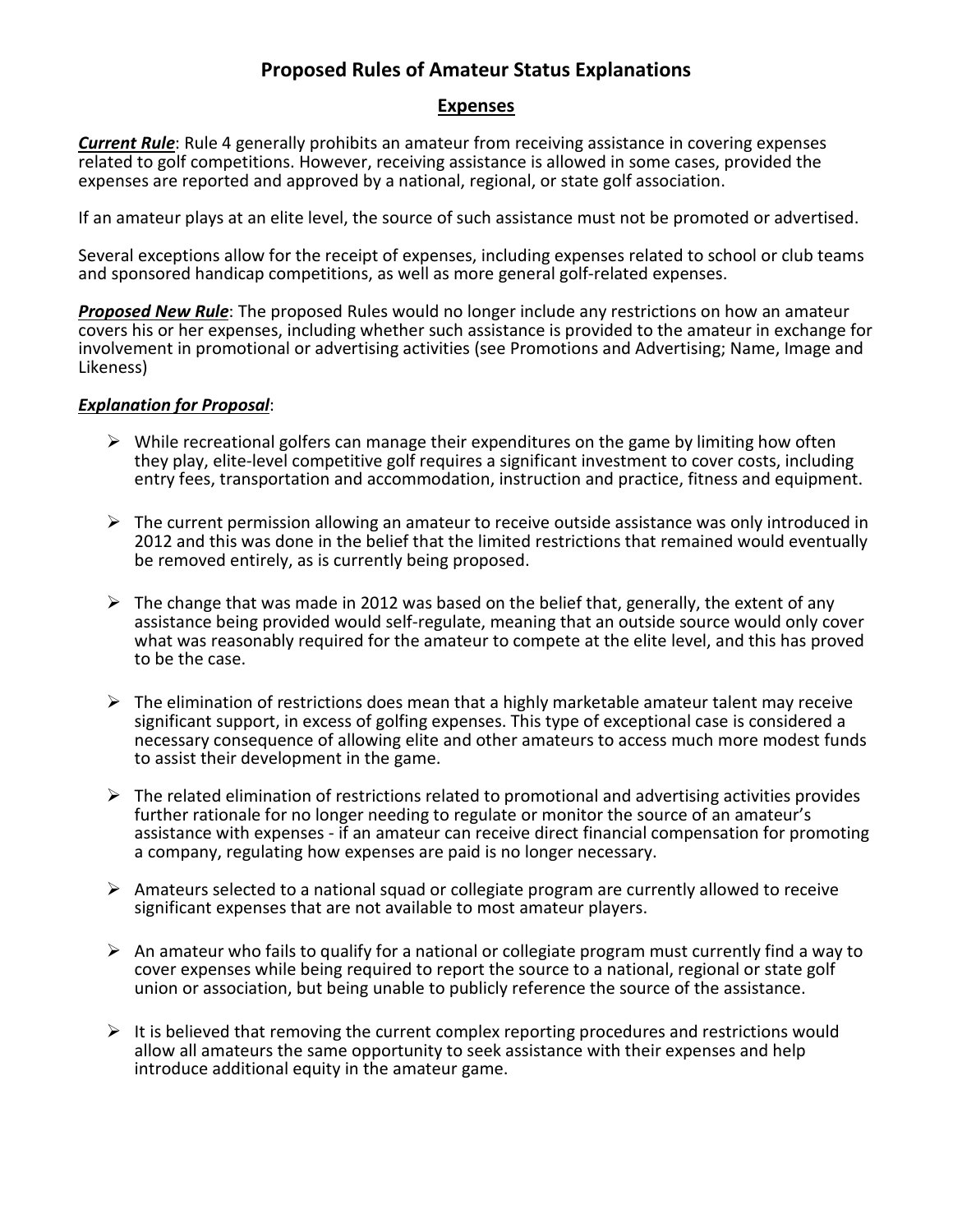# Proposed Rules of Amateur Status Explanations

## Expenses

***Current Rule***: Rule 4 generally prohibits an amateur from receiving assistance in covering expenses related to golf competitions. However, receiving assistance is allowed in some cases, provided the expenses are reported and approved by a national, regional, or state golf association.

If an amateur plays at an elite level, the source of such assistance must not be promoted or advertised.

Several exceptions allow for the receipt of expenses, including expenses related to school or club teams and sponsored handicap competitions, as well as more general golf-related expenses.

***Proposed New Rule***: The proposed Rules would no longer include any restrictions on how an amateur covers his or her expenses, including whether such assistance is provided to the amateur in exchange for involvement in promotional or advertising activities (see Promotions and Advertising; Name, Image and Likeness)

***Explanation for Proposal***:

- While recreational golfers can manage their expenditures on the game by limiting how often they play, elite-level competitive golf requires a significant investment to cover costs, including entry fees, transportation and accommodation, instruction and practice, fitness and equipment.
- The current permission allowing an amateur to receive outside assistance was only introduced in 2012 and this was done in the belief that the limited restrictions that remained would eventually be removed entirely, as is currently being proposed.
- The change that was made in 2012 was based on the belief that, generally, the extent of any assistance being provided would self-regulate, meaning that an outside source would only cover what was reasonably required for the amateur to compete at the elite level, and this has proved to be the case.
- The elimination of restrictions does mean that a highly marketable amateur talent may receive significant support, in excess of golfing expenses. This type of exceptional case is considered a necessary consequence of allowing elite and other amateurs to access much more modest funds to assist their development in the game.
- The related elimination of restrictions related to promotional and advertising activities provides further rationale for no longer needing to regulate or monitor the source of an amateur's assistance with expenses - if an amateur can receive direct financial compensation for promoting a company, regulating how expenses are paid is no longer necessary.
- Amateurs selected to a national squad or collegiate program are currently allowed to receive significant expenses that are not available to most amateur players.
- An amateur who fails to qualify for a national or collegiate program must currently find a way to cover expenses while being required to report the source to a national, regional or state golf union or association, but being unable to publicly reference the source of the assistance.
- It is believed that removing the current complex reporting procedures and restrictions would allow all amateurs the same opportunity to seek assistance with their expenses and help introduce additional equity in the amateur game.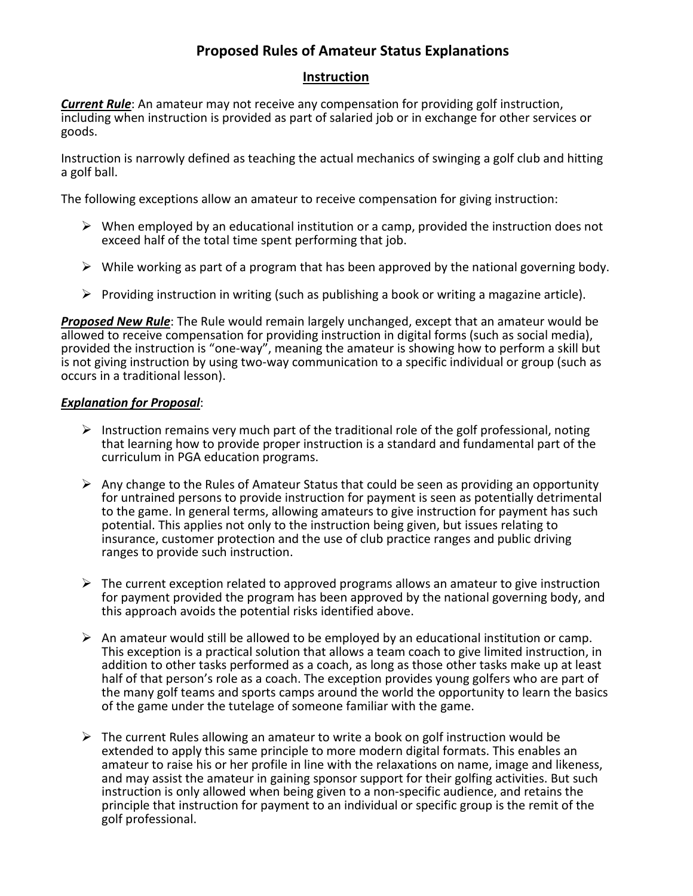# Proposed Rules of Amateur Status Explanations

## Instruction

***Current Rule***: An amateur may not receive any compensation for providing golf instruction, including when instruction is provided as part of salaried job or in exchange for other services or goods.

Instruction is narrowly defined as teaching the actual mechanics of swinging a golf club and hitting a golf ball.

The following exceptions allow an amateur to receive compensation for giving instruction:

- When employed by an educational institution or a camp, provided the instruction does not exceed half of the total time spent performing that job.
- While working as part of a program that has been approved by the national governing body.
- Providing instruction in writing (such as publishing a book or writing a magazine article).

***Proposed New Rule***: The Rule would remain largely unchanged, except that an amateur would be allowed to receive compensation for providing instruction in digital forms (such as social media), provided the instruction is "one-way", meaning the amateur is showing how to perform a skill but is not giving instruction by using two-way communication to a specific individual or group (such as occurs in a traditional lesson).

***Explanation for Proposal***:

- Instruction remains very much part of the traditional role of the golf professional, noting that learning how to provide proper instruction is a standard and fundamental part of the curriculum in PGA education programs.
- Any change to the Rules of Amateur Status that could be seen as providing an opportunity for untrained persons to provide instruction for payment is seen as potentially detrimental to the game. In general terms, allowing amateurs to give instruction for payment has such potential. This applies not only to the instruction being given, but issues relating to insurance, customer protection and the use of club practice ranges and public driving ranges to provide such instruction.
- The current exception related to approved programs allows an amateur to give instruction for payment provided the program has been approved by the national governing body, and this approach avoids the potential risks identified above.
- An amateur would still be allowed to be employed by an educational institution or camp. This exception is a practical solution that allows a team coach to give limited instruction, in addition to other tasks performed as a coach, as long as those other tasks make up at least half of that person's role as a coach. The exception provides young golfers who are part of the many golf teams and sports camps around the world the opportunity to learn the basics of the game under the tutelage of someone familiar with the game.
- The current Rules allowing an amateur to write a book on golf instruction would be extended to apply this same principle to more modern digital formats. This enables an amateur to raise his or her profile in line with the relaxations on name, image and likeness, and may assist the amateur in gaining sponsor support for their golfing activities. But such instruction is only allowed when being given to a non-specific audience, and retains the principle that instruction for payment to an individual or specific group is the remit of the golf professional.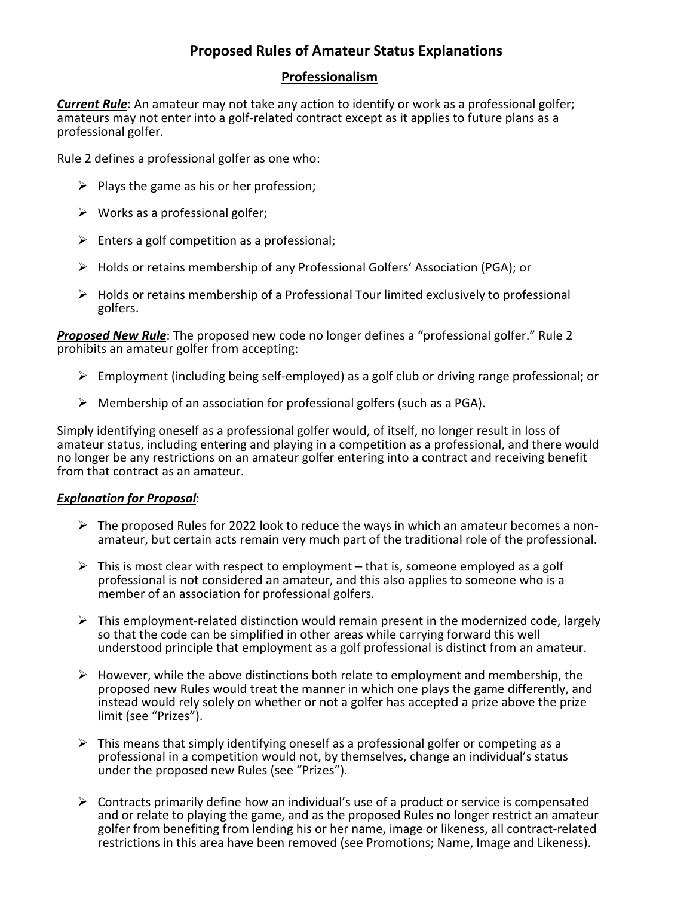# Proposed Rules of Amateur Status Explanations

## Professionalism

***Current Rule***: An amateur may not take any action to identify or work as a professional golfer; amateurs may not enter into a golf-related contract except as it applies to future plans as a professional golfer.

Rule 2 defines a professional golfer as one who:

- Plays the game as his or her profession;
- Works as a professional golfer;
- Enters a golf competition as a professional;
- Holds or retains membership of any Professional Golfers' Association (PGA); or
- Holds or retains membership of a Professional Tour limited exclusively to professional golfers.

***Proposed New Rule***: The proposed new code no longer defines a "professional golfer." Rule 2 prohibits an amateur golfer from accepting:

- Employment (including being self-employed) as a golf club or driving range professional; or
- Membership of an association for professional golfers (such as a PGA).

Simply identifying oneself as a professional golfer would, of itself, no longer result in loss of amateur status, including entering and playing in a competition as a professional, and there would no longer be any restrictions on an amateur golfer entering into a contract and receiving benefit from that contract as an amateur.

***Explanation for Proposal***:

- The proposed Rules for 2022 look to reduce the ways in which an amateur becomes a non-amateur, but certain acts remain very much part of the traditional role of the professional.
- This is most clear with respect to employment – that is, someone employed as a golf professional is not considered an amateur, and this also applies to someone who is a member of an association for professional golfers.
- This employment-related distinction would remain present in the modernized code, largely so that the code can be simplified in other areas while carrying forward this well understood principle that employment as a golf professional is distinct from an amateur.
- However, while the above distinctions both relate to employment and membership, the proposed new Rules would treat the manner in which one plays the game differently, and instead would rely solely on whether or not a golfer has accepted a prize above the prize limit (see "Prizes").
- This means that simply identifying oneself as a professional golfer or competing as a professional in a competition would not, by themselves, change an individual's status under the proposed new Rules (see "Prizes").
- Contracts primarily define how an individual's use of a product or service is compensated and or relate to playing the game, and as the proposed Rules no longer restrict an amateur golfer from benefiting from lending his or her name, image or likeness, all contract-related restrictions in this area have been removed (see Promotions; Name, Image and Likeness).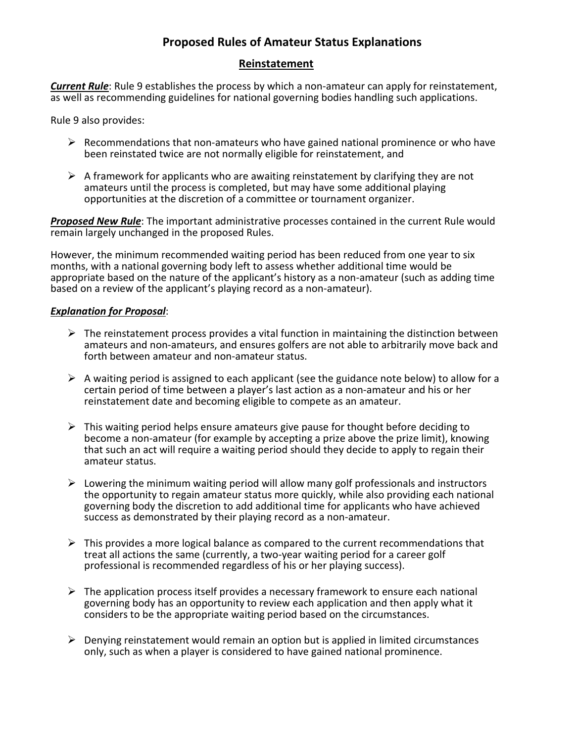# Proposed Rules of Amateur Status Explanations

## Reinstatement

***Current Rule***: Rule 9 establishes the process by which a non-amateur can apply for reinstatement, as well as recommending guidelines for national governing bodies handling such applications.

Rule 9 also provides:

- Recommendations that non-amateurs who have gained national prominence or who have been reinstated twice are not normally eligible for reinstatement, and
- A framework for applicants who are awaiting reinstatement by clarifying they are not amateurs until the process is completed, but may have some additional playing opportunities at the discretion of a committee or tournament organizer.

***Proposed New Rule***: The important administrative processes contained in the current Rule would remain largely unchanged in the proposed Rules.

However, the minimum recommended waiting period has been reduced from one year to six months, with a national governing body left to assess whether additional time would be appropriate based on the nature of the applicant's history as a non-amateur (such as adding time based on a review of the applicant's playing record as a non-amateur).

***Explanation for Proposal***:

- The reinstatement process provides a vital function in maintaining the distinction between amateurs and non-amateurs, and ensures golfers are not able to arbitrarily move back and forth between amateur and non-amateur status.
- A waiting period is assigned to each applicant (see the guidance note below) to allow for a certain period of time between a player's last action as a non-amateur and his or her reinstatement date and becoming eligible to compete as an amateur.
- This waiting period helps ensure amateurs give pause for thought before deciding to become a non-amateur (for example by accepting a prize above the prize limit), knowing that such an act will require a waiting period should they decide to apply to regain their amateur status.
- Lowering the minimum waiting period will allow many golf professionals and instructors the opportunity to regain amateur status more quickly, while also providing each national governing body the discretion to add additional time for applicants who have achieved success as demonstrated by their playing record as a non-amateur.
- This provides a more logical balance as compared to the current recommendations that treat all actions the same (currently, a two-year waiting period for a career golf professional is recommended regardless of his or her playing success).
- The application process itself provides a necessary framework to ensure each national governing body has an opportunity to review each application and then apply what it considers to be the appropriate waiting period based on the circumstances.
- Denying reinstatement would remain an option but is applied in limited circumstances only, such as when a player is considered to have gained national prominence.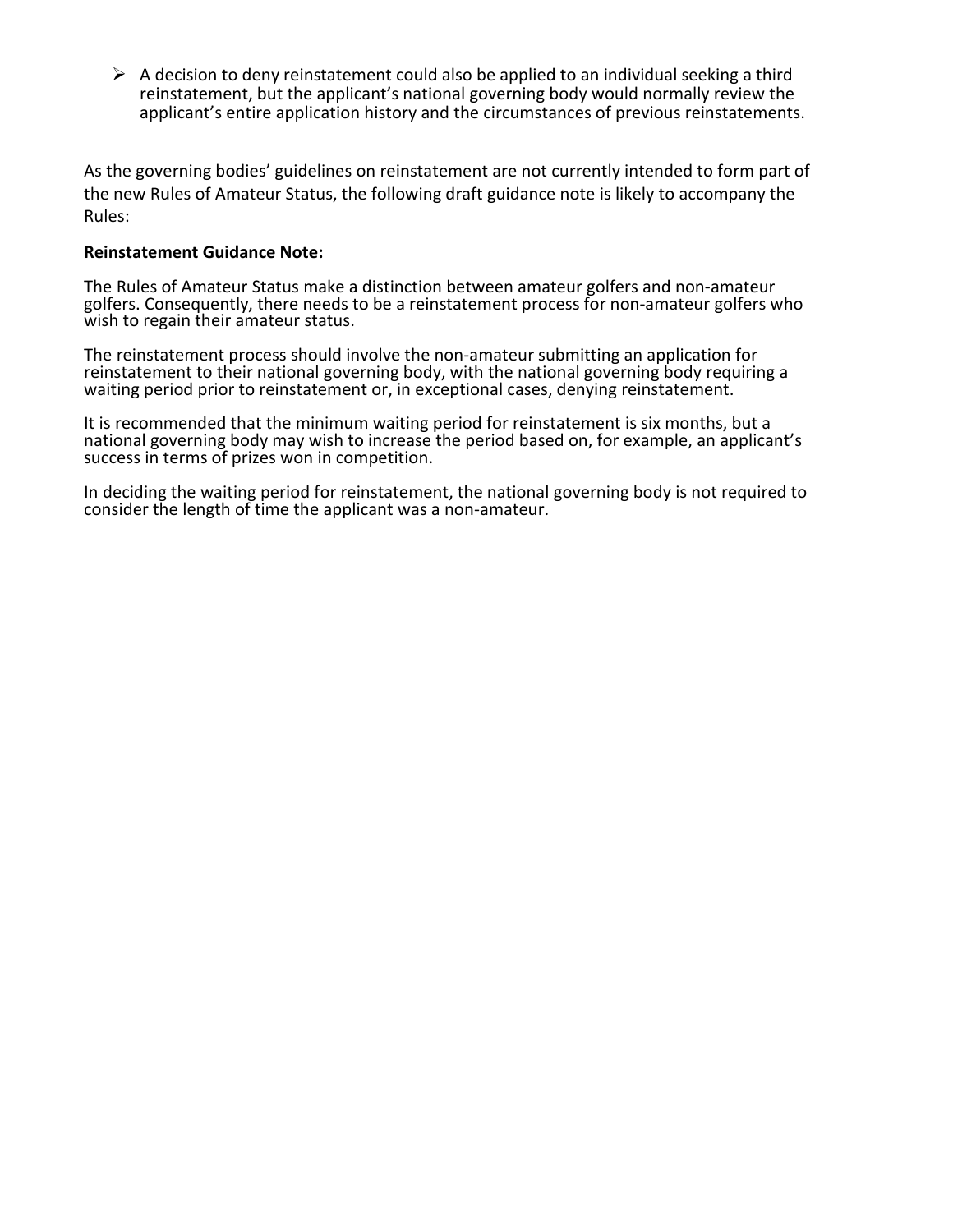- A decision to deny reinstatement could also be applied to an individual seeking a third reinstatement, but the applicant's national governing body would normally review the applicant's entire application history and the circumstances of previous reinstatements.

As the governing bodies' guidelines on reinstatement are not currently intended to form part of the new Rules of Amateur Status, the following draft guidance note is likely to accompany the Rules:

**Reinstatement Guidance Note:**

The Rules of Amateur Status make a distinction between amateur golfers and non-amateur golfers. Consequently, there needs to be a reinstatement process for non-amateur golfers who wish to regain their amateur status.

The reinstatement process should involve the non-amateur submitting an application for reinstatement to their national governing body, with the national governing body requiring a waiting period prior to reinstatement or, in exceptional cases, denying reinstatement.

It is recommended that the minimum waiting period for reinstatement is six months, but a national governing body may wish to increase the period based on, for example, an applicant's success in terms of prizes won in competition.

In deciding the waiting period for reinstatement, the national governing body is not required to consider the length of time the applicant was a non-amateur.